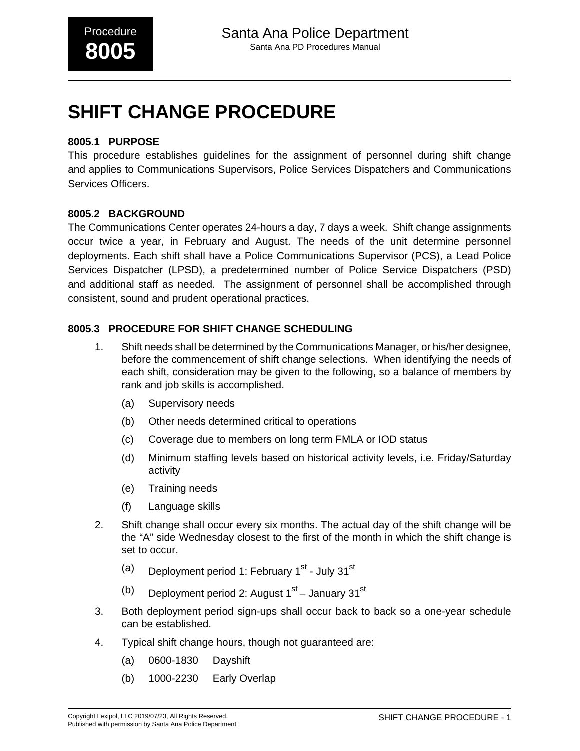# SHIFT CHANGE PROCEDURE

### 8005.1 PURPOSE

This procedure establishes guidelines for the assignment of personnel during shift change and applies to Communications Supervisors, Police Services Dispatchers and Communications Services Officers.

### 8005.2 BACKGROUND

The Communications Center operates 24-hours a day, 7 days a week. Shift change assignments occur twice a year, in February and August. The needs of the unit determine personnel deployments. Each shift shall have a Police Communications Supervisor (PCS), a Lead Police Services Dispatcher (LPSD), a predetermined number of Police Service Dispatchers (PSD) and additional staff as needed. The assignment of personnel shall be accomplished through consistent, sound and prudent operational practices.

### 8005.3 PROCEDURE FOR SHIFT CHANGE SCHEDULING

1. Shift needs shall be determined by the Communications Manager, or his/her designee, before the commencement of shift change selections. When identifying the needs of each shift, consideration may be given to the following, so a balance of members by rank and job skills is accomplished.
   - (a) Supervisory needs
   - (b) Other needs determined critical to operations
   - (c) Coverage due to members on long term FMLA or IOD status
   - (d) Minimum staffing levels based on historical activity levels, i.e. Friday/Saturday activity
   - (e) Training needs
   - (f) Language skills
2. Shift change shall occur every six months. The actual day of the shift change will be the “A” side Wednesday closest to the first of the month in which the shift change is set to occur.
   - (a) Deployment period 1: February 1st - July 31st
   - (b) Deployment period 2: August 1st – January 31st
3. Both deployment period sign-ups shall occur back to back so a one-year schedule can be established.
4. Typical shift change hours, though not guaranteed are:
   - (a) 0600-1830 Dayshift
   - (b) 1000-2230 Early Overlap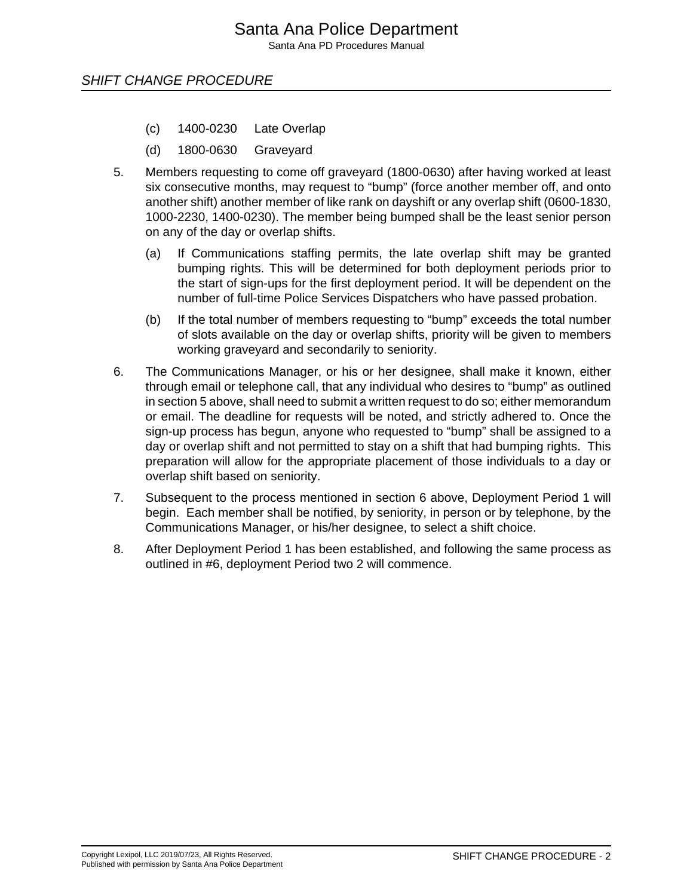## SHIFT CHANGE PROCEDURE

(c) 1400-0230 Late Overlap

(d) 1800-0630 Graveyard

5. Members requesting to come off graveyard (1800-0630) after having worked at least six consecutive months, may request to "bump" (force another member off, and onto another shift) another member of like rank on dayshift or any overlap shift (0600-1830, 1000-2230, 1400-0230). The member being bumped shall be the least senior person on any of the day or overlap shifts.

    (a) If Communications staffing permits, the late overlap shift may be granted bumping rights. This will be determined for both deployment periods prior to the start of sign-ups for the first deployment period. It will be dependent on the number of full-time Police Services Dispatchers who have passed probation.

    (b) If the total number of members requesting to "bump" exceeds the total number of slots available on the day or overlap shifts, priority will be given to members working graveyard and secondarily to seniority.

6. The Communications Manager, or his or her designee, shall make it known, either through email or telephone call, that any individual who desires to "bump" as outlined in section 5 above, shall need to submit a written request to do so; either memorandum or email. The deadline for requests will be noted, and strictly adhered to. Once the sign-up process has begun, anyone who requested to "bump" shall be assigned to a day or overlap shift and not permitted to stay on a shift that had bumping rights. This preparation will allow for the appropriate placement of those individuals to a day or overlap shift based on seniority.

7. Subsequent to the process mentioned in section 6 above, Deployment Period 1 will begin. Each member shall be notified, by seniority, in person or by telephone, by the Communications Manager, or his/her designee, to select a shift choice.

8. After Deployment Period 1 has been established, and following the same process as outlined in #6, deployment Period two 2 will commence.